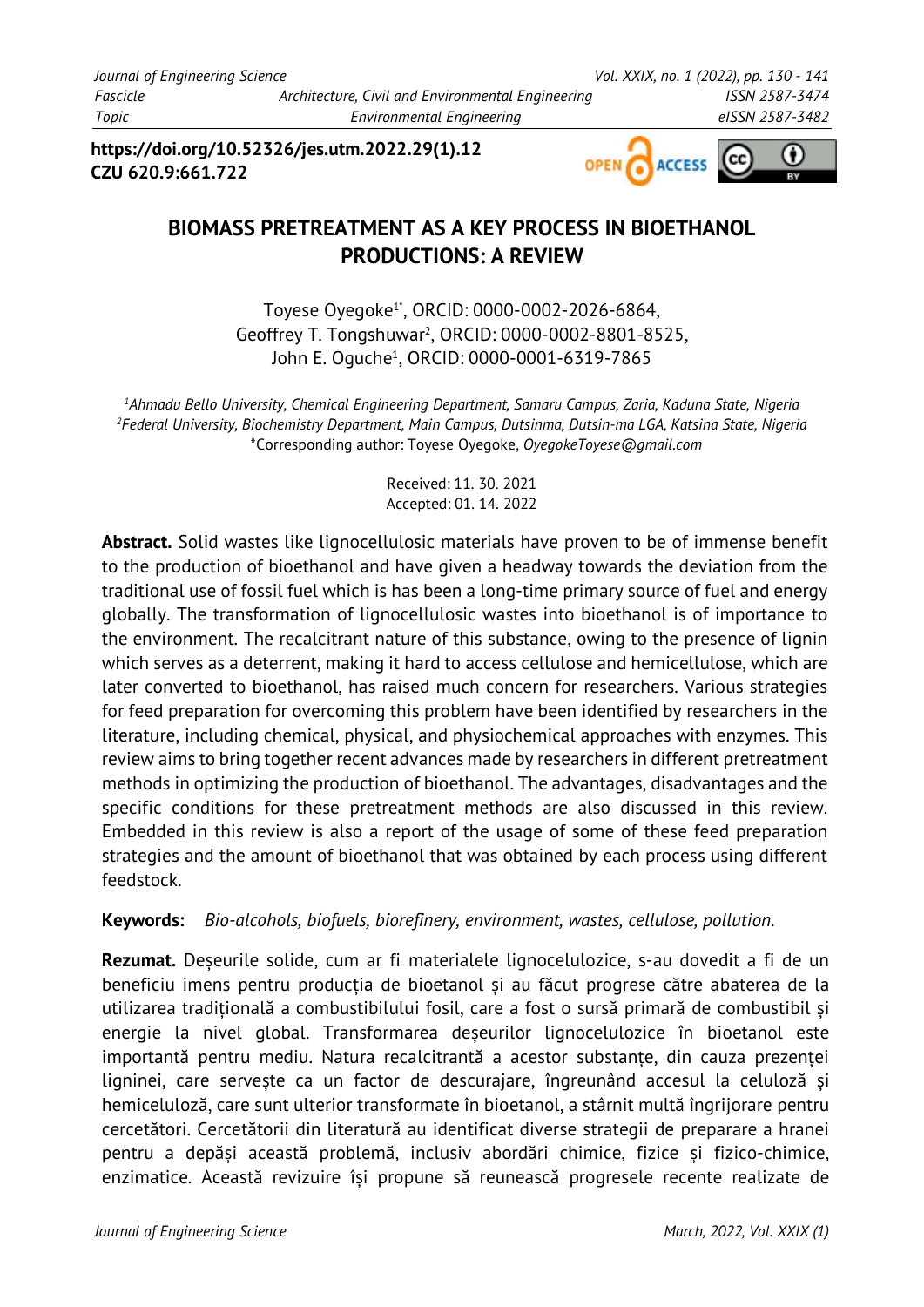https://doi.org/10.52326/jes.utm.2022.29(1).12
CZU 620.9:661.722

# BIOMASS PRETREATMENT AS A KEY PROCESS IN BIOETHANOL PRODUCTIONS: A REVIEW

Toyese Oyegoke[1*], ORCID: 0000-0002-2026-6864,
Geoffrey T. Tongshuwar[2], ORCID: 0000-0002-8801-8525,
John E. Oguche[1], ORCID: 0000-0001-6319-7865

[1]*Ahmadu Bello University, Chemical Engineering Department, Samaru Campus, Zaria, Kaduna State, Nigeria*
[2]*Federal University, Biochemistry Department, Main Campus, Dutsinma, Dutsin-ma LGA, Katsina State, Nigeria*
*Corresponding author: Toyese Oyegoke, *OyegokeToyese@gmail.com*

Received: 11. 30. 2021
Accepted: 01. 14. 2022

**Abstract.** Solid wastes like lignocellulosic materials have proven to be of immense benefit to the production of bioethanol and have given a headway towards the deviation from the traditional use of fossil fuel which is has been a long-time primary source of fuel and energy globally. The transformation of lignocellulosic wastes into bioethanol is of importance to the environment. The recalcitrant nature of this substance, owing to the presence of lignin which serves as a deterrent, making it hard to access cellulose and hemicellulose, which are later converted to bioethanol, has raised much concern for researchers. Various strategies for feed preparation for overcoming this problem have been identified by researchers in the literature, including chemical, physical, and physiochemical approaches with enzymes. This review aims to bring together recent advances made by researchers in different pretreatment methods in optimizing the production of bioethanol. The advantages, disadvantages and the specific conditions for these pretreatment methods are also discussed in this review. Embedded in this review is also a report of the usage of some of these feed preparation strategies and the amount of bioethanol that was obtained by each process using different feedstock.

**Keywords:** *Bio-alcohols, biofuels, biorefinery, environment, wastes, cellulose, pollution.*

**Rezumat.** Deșeurile solide, cum ar fi materialele lignocelulozice, s-au dovedit a fi de un beneficiu imens pentru producția de bioetanol și au făcut progrese către abaterea de la utilizarea tradițională a combustibilului fosil, care a fost o sursă primară de combustibil și energie la nivel global. Transformarea deșeurilor lignocelulozice în bioetanol este importantă pentru mediu. Natura recalcitrantă a acestor substanțe, din cauza prezenței ligninei, care servește ca un factor de descurajare, îngreunând accesul la celuloză și hemiceluloză, care sunt ulterior transformate în bioetanol, a stârnit multă îngrijorare pentru cercetători. Cercetătorii din literatură au identificat diverse strategii de preparare a hranei pentru a depăși această problemă, inclusiv abordări chimice, fizice și fizico-chimice, enzimatice. Această revizuire își propune să reunească progresele recente realizate de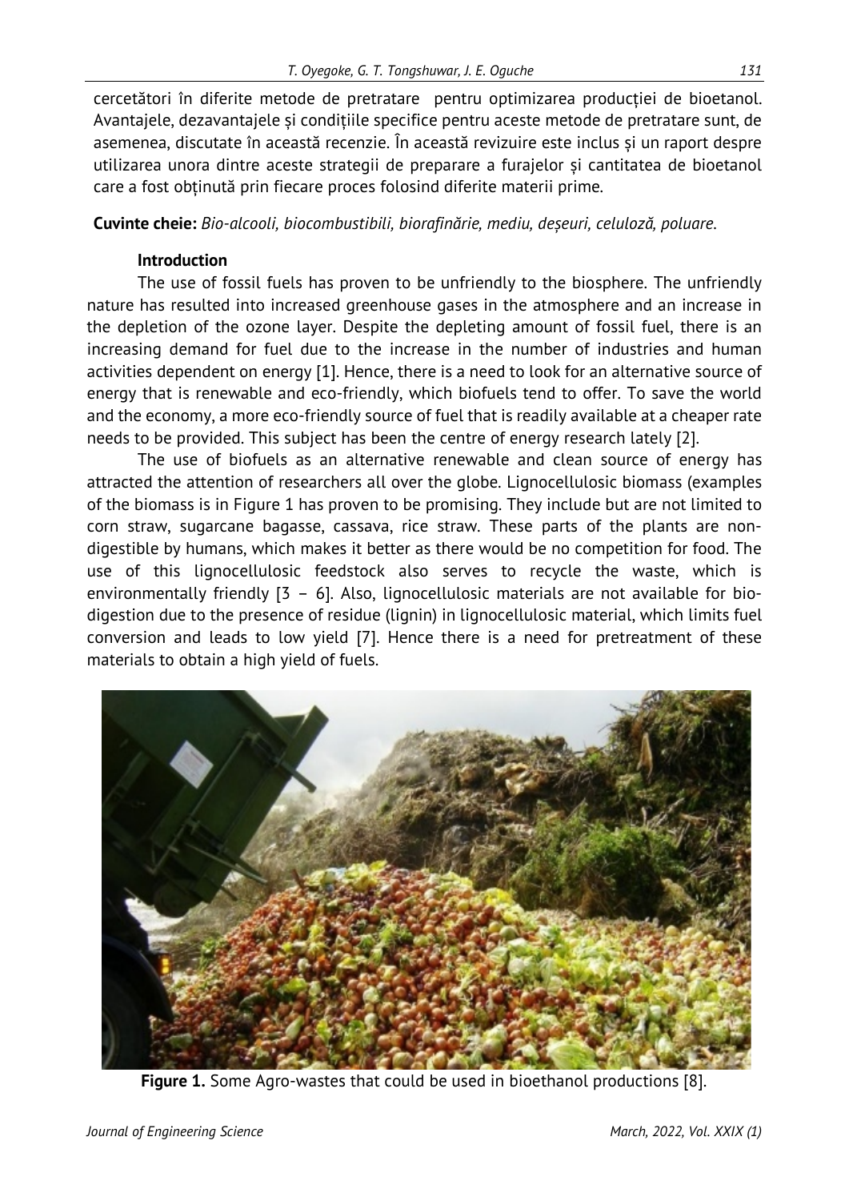cercetători în diferite metode de pretratare pentru optimizarea producției de bioetanol. Avantajele, dezavantajele și condițiile specifice pentru aceste metode de pretratare sunt, de asemenea, discutate în această recenzie. În această revizuire este inclus și un raport despre utilizarea unora dintre aceste strategii de preparare a furajelor și cantitatea de bioetanol care a fost obținută prin fiecare proces folosind diferite materii prime.

**Cuvinte cheie:** *Bio-alcooli, biocombustibili, biorafinărie, mediu, deșeuri, celuloză, poluare.*

## Introduction

The use of fossil fuels has proven to be unfriendly to the biosphere. The unfriendly nature has resulted into increased greenhouse gases in the atmosphere and an increase in the depletion of the ozone layer. Despite the depleting amount of fossil fuel, there is an increasing demand for fuel due to the increase in the number of industries and human activities dependent on energy [1]. Hence, there is a need to look for an alternative source of energy that is renewable and eco-friendly, which biofuels tend to offer. To save the world and the economy, a more eco-friendly source of fuel that is readily available at a cheaper rate needs to be provided. This subject has been the centre of energy research lately [2].

The use of biofuels as an alternative renewable and clean source of energy has attracted the attention of researchers all over the globe. Lignocellulosic biomass (examples of the biomass is in Figure 1 has proven to be promising. They include but are not limited to corn straw, sugarcane bagasse, cassava, rice straw. These parts of the plants are non-digestible by humans, which makes it better as there would be no competition for food. The use of this lignocellulosic feedstock also serves to recycle the waste, which is environmentally friendly [3 – 6]. Also, lignocellulosic materials are not available for bio-digestion due to the presence of residue (lignin) in lignocellulosic material, which limits fuel conversion and leads to low yield [7]. Hence there is a need for pretreatment of these materials to obtain a high yield of fuels.

**Figure 1.** Some Agro-wastes that could be used in bioethanol productions [8].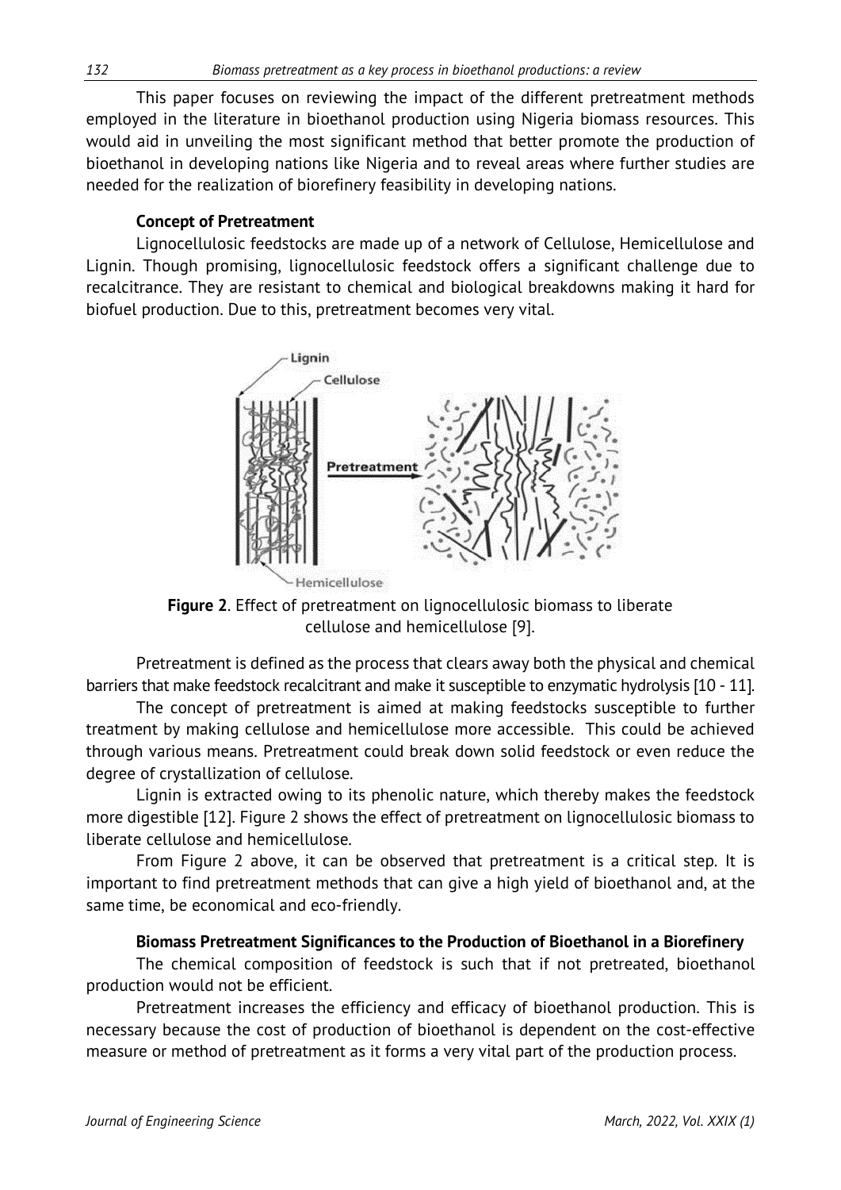This paper focuses on reviewing the impact of the different pretreatment methods employed in the literature in bioethanol production using Nigeria biomass resources. This would aid in unveiling the most significant method that better promote the production of bioethanol in developing nations like Nigeria and to reveal areas where further studies are needed for the realization of biorefinery feasibility in developing nations.

### Concept of Pretreatment

Lignocellulosic feedstocks are made up of a network of Cellulose, Hemicellulose and Lignin. Though promising, lignocellulosic feedstock offers a significant challenge due to recalcitrance. They are resistant to chemical and biological breakdowns making it hard for biofuel production. Due to this, pretreatment becomes very vital.

**Figure 2**. Effect of pretreatment on lignocellulosic biomass to liberate cellulose and hemicellulose [9].

Pretreatment is defined as the process that clears away both the physical and chemical barriers that make feedstock recalcitrant and make it susceptible to enzymatic hydrolysis [10 - 11].

The concept of pretreatment is aimed at making feedstocks susceptible to further treatment by making cellulose and hemicellulose more accessible. This could be achieved through various means. Pretreatment could break down solid feedstock or even reduce the degree of crystallization of cellulose.

Lignin is extracted owing to its phenolic nature, which thereby makes the feedstock more digestible [12]. Figure 2 shows the effect of pretreatment on lignocellulosic biomass to liberate cellulose and hemicellulose.

From Figure 2 above, it can be observed that pretreatment is a critical step. It is important to find pretreatment methods that can give a high yield of bioethanol and, at the same time, be economical and eco-friendly.

### Biomass Pretreatment Significances to the Production of Bioethanol in a Biorefinery

The chemical composition of feedstock is such that if not pretreated, bioethanol production would not be efficient.

Pretreatment increases the efficiency and efficacy of bioethanol production. This is necessary because the cost of production of bioethanol is dependent on the cost-effective measure or method of pretreatment as it forms a very vital part of the production process.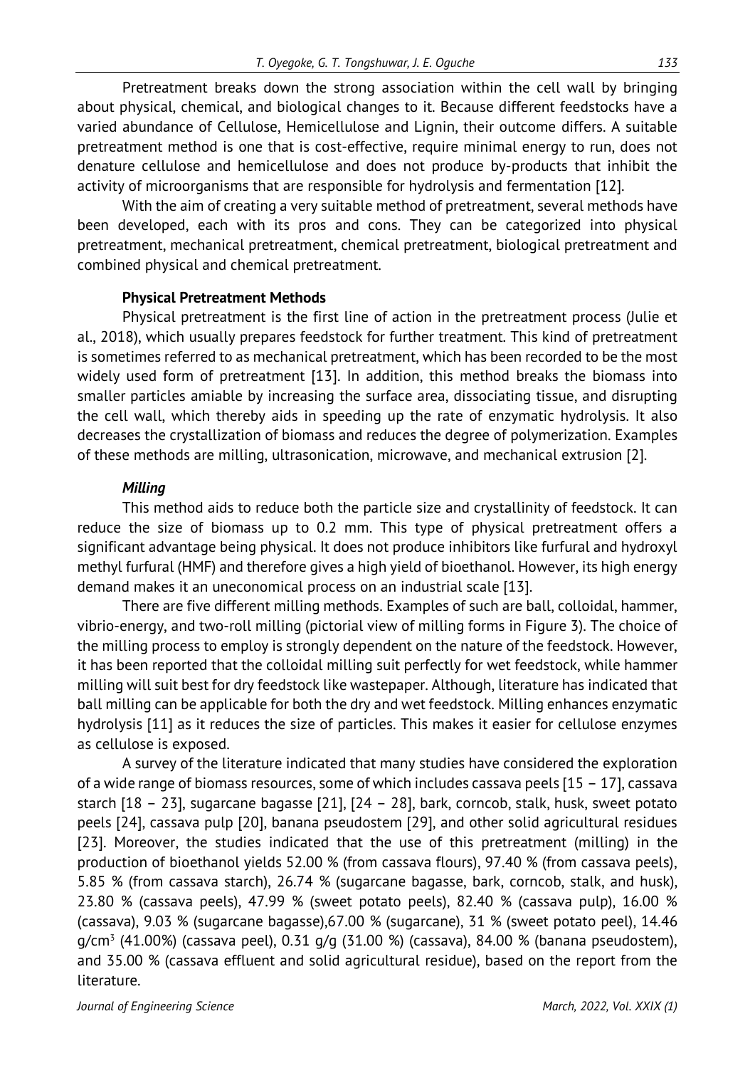Pretreatment breaks down the strong association within the cell wall by bringing about physical, chemical, and biological changes to it. Because different feedstocks have a varied abundance of Cellulose, Hemicellulose and Lignin, their outcome differs. A suitable pretreatment method is one that is cost-effective, require minimal energy to run, does not denature cellulose and hemicellulose and does not produce by-products that inhibit the activity of microorganisms that are responsible for hydrolysis and fermentation [12].

With the aim of creating a very suitable method of pretreatment, several methods have been developed, each with its pros and cons. They can be categorized into physical pretreatment, mechanical pretreatment, chemical pretreatment, biological pretreatment and combined physical and chemical pretreatment.

### Physical Pretreatment Methods

Physical pretreatment is the first line of action in the pretreatment process (Julie et al., 2018), which usually prepares feedstock for further treatment. This kind of pretreatment is sometimes referred to as mechanical pretreatment, which has been recorded to be the most widely used form of pretreatment [13]. In addition, this method breaks the biomass into smaller particles amiable by increasing the surface area, dissociating tissue, and disrupting the cell wall, which thereby aids in speeding up the rate of enzymatic hydrolysis. It also decreases the crystallization of biomass and reduces the degree of polymerization. Examples of these methods are milling, ultrasonication, microwave, and mechanical extrusion [2].

#### *Milling*

This method aids to reduce both the particle size and crystallinity of feedstock. It can reduce the size of biomass up to 0.2 mm. This type of physical pretreatment offers a significant advantage being physical. It does not produce inhibitors like furfural and hydroxyl methyl furfural (HMF) and therefore gives a high yield of bioethanol. However, its high energy demand makes it an uneconomical process on an industrial scale [13].

There are five different milling methods. Examples of such are ball, colloidal, hammer, vibrio-energy, and two-roll milling (pictorial view of milling forms in Figure 3). The choice of the milling process to employ is strongly dependent on the nature of the feedstock. However, it has been reported that the colloidal milling suit perfectly for wet feedstock, while hammer milling will suit best for dry feedstock like wastepaper. Although, literature has indicated that ball milling can be applicable for both the dry and wet feedstock. Milling enhances enzymatic hydrolysis [11] as it reduces the size of particles. This makes it easier for cellulose enzymes as cellulose is exposed.

A survey of the literature indicated that many studies have considered the exploration of a wide range of biomass resources, some of which includes cassava peels [15 – 17], cassava starch [18 – 23], sugarcane bagasse [21], [24 – 28], bark, corncob, stalk, husk, sweet potato peels [24], cassava pulp [20], banana pseudostem [29], and other solid agricultural residues [23]. Moreover, the studies indicated that the use of this pretreatment (milling) in the production of bioethanol yields 52.00 % (from cassava flours), 97.40 % (from cassava peels), 5.85 % (from cassava starch), 26.74 % (sugarcane bagasse, bark, corncob, stalk, and husk), 23.80 % (cassava peels), 47.99 % (sweet potato peels), 82.40 % (cassava pulp), 16.00 % (cassava), 9.03 % (sugarcane bagasse),67.00 % (sugarcane), 31 % (sweet potato peel), 14.46 g/cm$^3$ (41.00%) (cassava peel), 0.31 g/g (31.00 %) (cassava), 84.00 % (banana pseudostem), and 35.00 % (cassava effluent and solid agricultural residue), based on the report from the literature.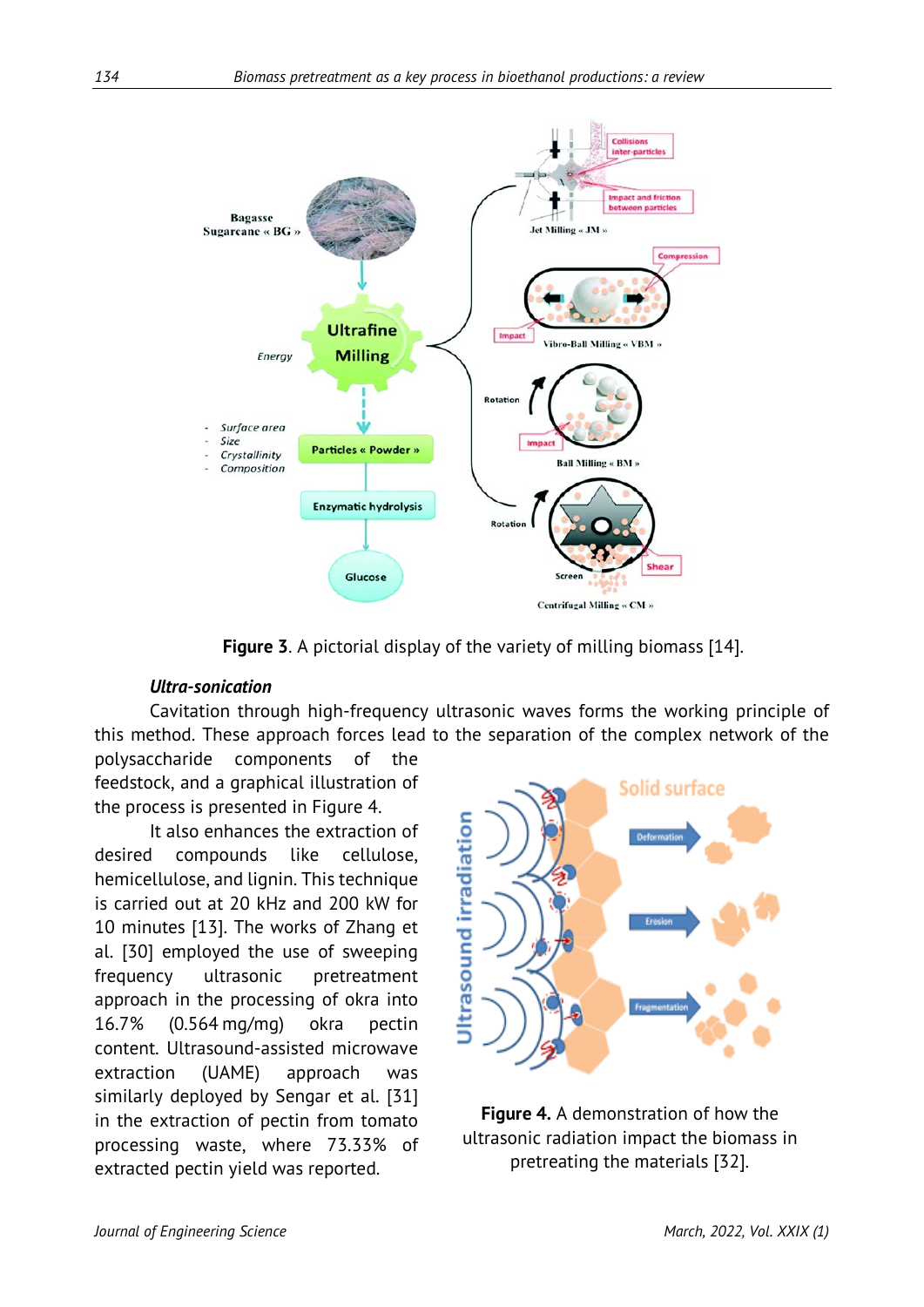**Figure 3**. A pictorial display of the variety of milling biomass [14].

***Ultra-sonication***

Cavitation through high-frequency ultrasonic waves forms the working principle of this method. These approach forces lead to the separation of the complex network of the polysaccharide components of the feedstock, and a graphical illustration of the process is presented in Figure 4.

It also enhances the extraction of desired compounds like cellulose, hemicellulose, and lignin. This technique is carried out at 20 kHz and 200 kW for 10 minutes [13]. The works of Zhang et al. [30] employed the use of sweeping frequency ultrasonic pretreatment approach in the processing of okra into 16.7% (0.564 mg/mg) okra pectin content. Ultrasound-assisted microwave extraction (UAME) approach was similarly deployed by Sengar et al. [31] in the extraction of pectin from tomato processing waste, where 73.33% of extracted pectin yield was reported.

**Figure 4.** A demonstration of how the ultrasonic radiation impact the biomass in pretreating the materials [32].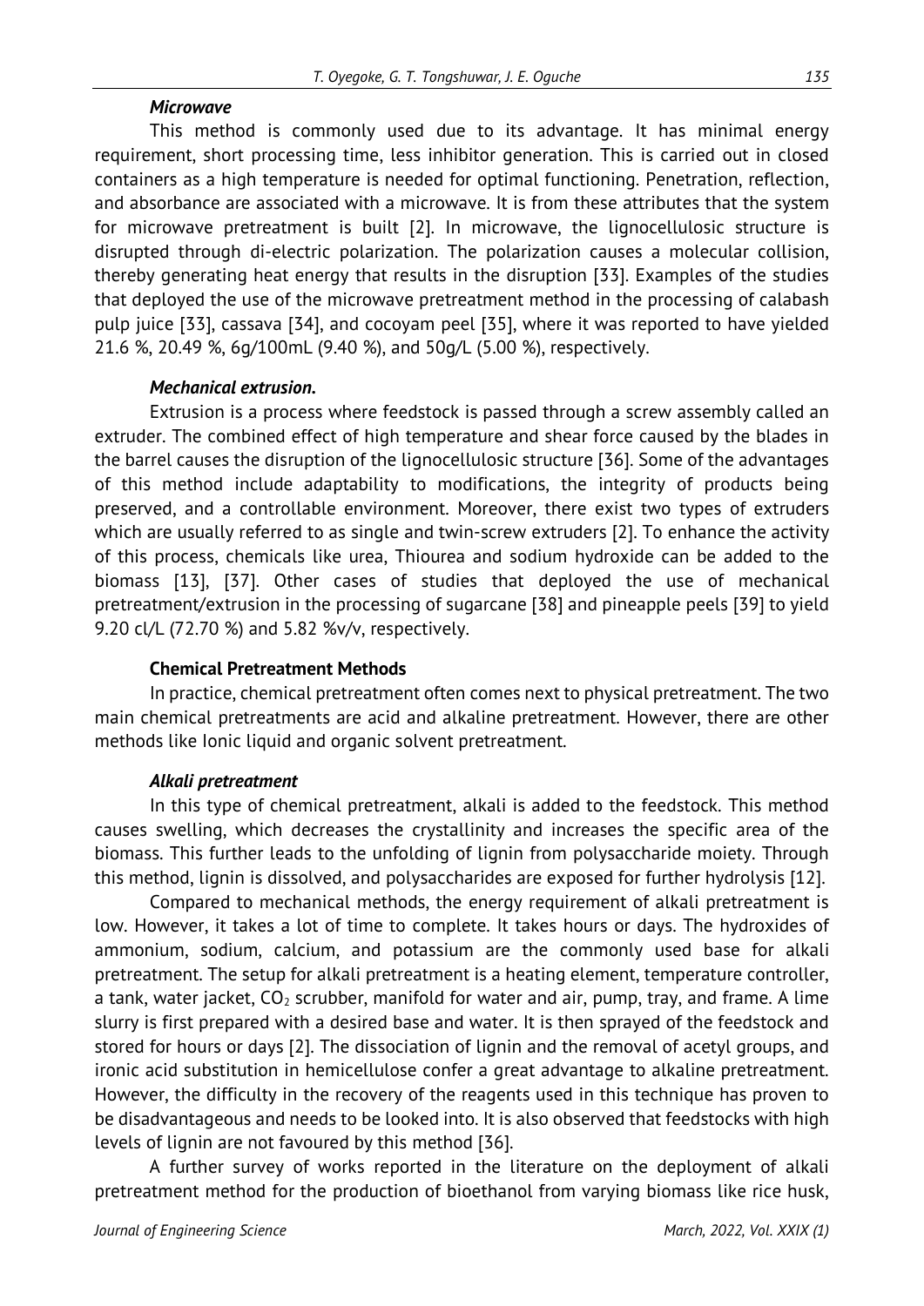#### *Microwave*

This method is commonly used due to its advantage. It has minimal energy requirement, short processing time, less inhibitor generation. This is carried out in closed containers as a high temperature is needed for optimal functioning. Penetration, reflection, and absorbance are associated with a microwave. It is from these attributes that the system for microwave pretreatment is built [2]. In microwave, the lignocellulosic structure is disrupted through di-electric polarization. The polarization causes a molecular collision, thereby generating heat energy that results in the disruption [33]. Examples of the studies that deployed the use of the microwave pretreatment method in the processing of calabash pulp juice [33], cassava [34], and cocoyam peel [35], where it was reported to have yielded 21.6 %, 20.49 %, 6g/100mL (9.40 %), and 50g/L (5.00 %), respectively.

#### *Mechanical extrusion.*

Extrusion is a process where feedstock is passed through a screw assembly called an extruder. The combined effect of high temperature and shear force caused by the blades in the barrel causes the disruption of the lignocellulosic structure [36]. Some of the advantages of this method include adaptability to modifications, the integrity of products being preserved, and a controllable environment. Moreover, there exist two types of extruders which are usually referred to as single and twin-screw extruders [2]. To enhance the activity of this process, chemicals like urea, Thiourea and sodium hydroxide can be added to the biomass [13], [37]. Other cases of studies that deployed the use of mechanical pretreatment/extrusion in the processing of sugarcane [38] and pineapple peels [39] to yield 9.20 cl/L (72.70 %) and 5.82 %v/v, respectively.

### Chemical Pretreatment Methods

In practice, chemical pretreatment often comes next to physical pretreatment. The two main chemical pretreatments are acid and alkaline pretreatment. However, there are other methods like Ionic liquid and organic solvent pretreatment.

#### *Alkali pretreatment*

In this type of chemical pretreatment, alkali is added to the feedstock. This method causes swelling, which decreases the crystallinity and increases the specific area of the biomass. This further leads to the unfolding of lignin from polysaccharide moiety. Through this method, lignin is dissolved, and polysaccharides are exposed for further hydrolysis [12].

Compared to mechanical methods, the energy requirement of alkali pretreatment is low. However, it takes a lot of time to complete. It takes hours or days. The hydroxides of ammonium, sodium, calcium, and potassium are the commonly used base for alkali pretreatment. The setup for alkali pretreatment is a heating element, temperature controller, a tank, water jacket, $CO_2$ scrubber, manifold for water and air, pump, tray, and frame. A lime slurry is first prepared with a desired base and water. It is then sprayed of the feedstock and stored for hours or days [2]. The dissociation of lignin and the removal of acetyl groups, and ironic acid substitution in hemicellulose confer a great advantage to alkaline pretreatment. However, the difficulty in the recovery of the reagents used in this technique has proven to be disadvantageous and needs to be looked into. It is also observed that feedstocks with high levels of lignin are not favoured by this method [36].

A further survey of works reported in the literature on the deployment of alkali pretreatment method for the production of bioethanol from varying biomass like rice husk,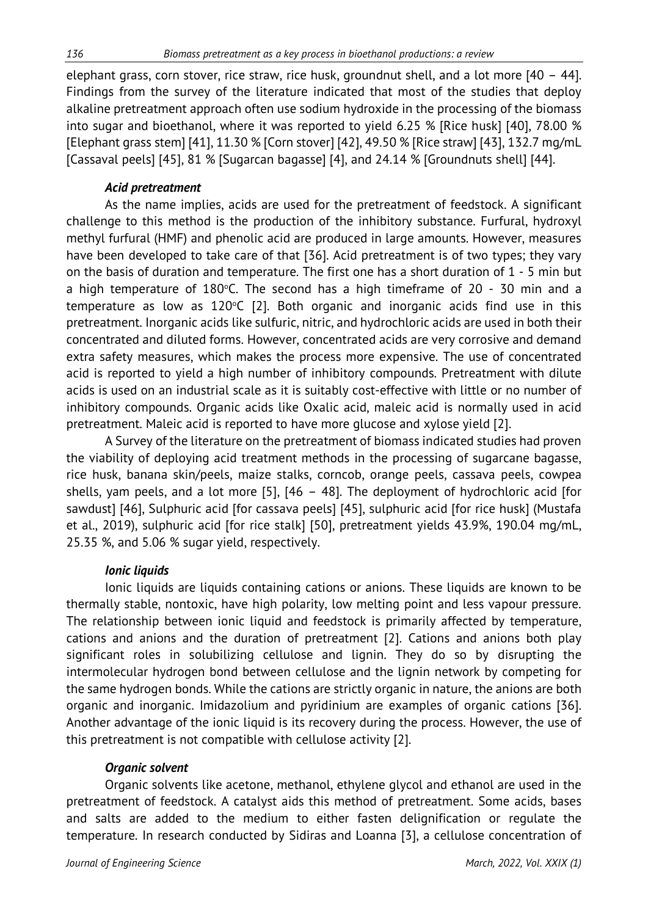elephant grass, corn stover, rice straw, rice husk, groundnut shell, and a lot more [40 – 44]. Findings from the survey of the literature indicated that most of the studies that deploy alkaline pretreatment approach often use sodium hydroxide in the processing of the biomass into sugar and bioethanol, where it was reported to yield 6.25 % [Rice husk] [40], 78.00 % [Elephant grass stem] [41], 11.30 % [Corn stover] [42], 49.50 % [Rice straw] [43], 132.7 mg/mL [Cassaval peels] [45], 81 % [Sugarcan bagasse] [4], and 24.14 % [Groundnuts shell] [44].

### *Acid pretreatment*

As the name implies, acids are used for the pretreatment of feedstock. A significant challenge to this method is the production of the inhibitory substance. Furfural, hydroxyl methyl furfural (HMF) and phenolic acid are produced in large amounts. However, measures have been developed to take care of that [36]. Acid pretreatment is of two types; they vary on the basis of duration and temperature. The first one has a short duration of 1 - 5 min but a high temperature of 180°C. The second has a high timeframe of 20 - 30 min and a temperature as low as 120°C [2]. Both organic and inorganic acids find use in this pretreatment. Inorganic acids like sulfuric, nitric, and hydrochloric acids are used in both their concentrated and diluted forms. However, concentrated acids are very corrosive and demand extra safety measures, which makes the process more expensive. The use of concentrated acid is reported to yield a high number of inhibitory compounds. Pretreatment with dilute acids is used on an industrial scale as it is suitably cost-effective with little or no number of inhibitory compounds. Organic acids like Oxalic acid, maleic acid is normally used in acid pretreatment. Maleic acid is reported to have more glucose and xylose yield [2].

A Survey of the literature on the pretreatment of biomass indicated studies had proven the viability of deploying acid treatment methods in the processing of sugarcane bagasse, rice husk, banana skin/peels, maize stalks, corncob, orange peels, cassava peels, cowpea shells, yam peels, and a lot more [5], [46 – 48]. The deployment of hydrochloric acid [for sawdust] [46], Sulphuric acid [for cassava peels] [45], sulphuric acid [for rice husk] (Mustafa et al., 2019), sulphuric acid [for rice stalk] [50], pretreatment yields 43.9%, 190.04 mg/mL, 25.35 %, and 5.06 % sugar yield, respectively.

### *Ionic liquids*

Ionic liquids are liquids containing cations or anions. These liquids are known to be thermally stable, nontoxic, have high polarity, low melting point and less vapour pressure. The relationship between ionic liquid and feedstock is primarily affected by temperature, cations and anions and the duration of pretreatment [2]. Cations and anions both play significant roles in solubilizing cellulose and lignin. They do so by disrupting the intermolecular hydrogen bond between cellulose and the lignin network by competing for the same hydrogen bonds. While the cations are strictly organic in nature, the anions are both organic and inorganic. Imidazolium and pyridinium are examples of organic cations [36]. Another advantage of the ionic liquid is its recovery during the process. However, the use of this pretreatment is not compatible with cellulose activity [2].

### *Organic solvent*

Organic solvents like acetone, methanol, ethylene glycol and ethanol are used in the pretreatment of feedstock. A catalyst aids this method of pretreatment. Some acids, bases and salts are added to the medium to either fasten delignification or regulate the temperature. In research conducted by Sidiras and Loanna [3], a cellulose concentration of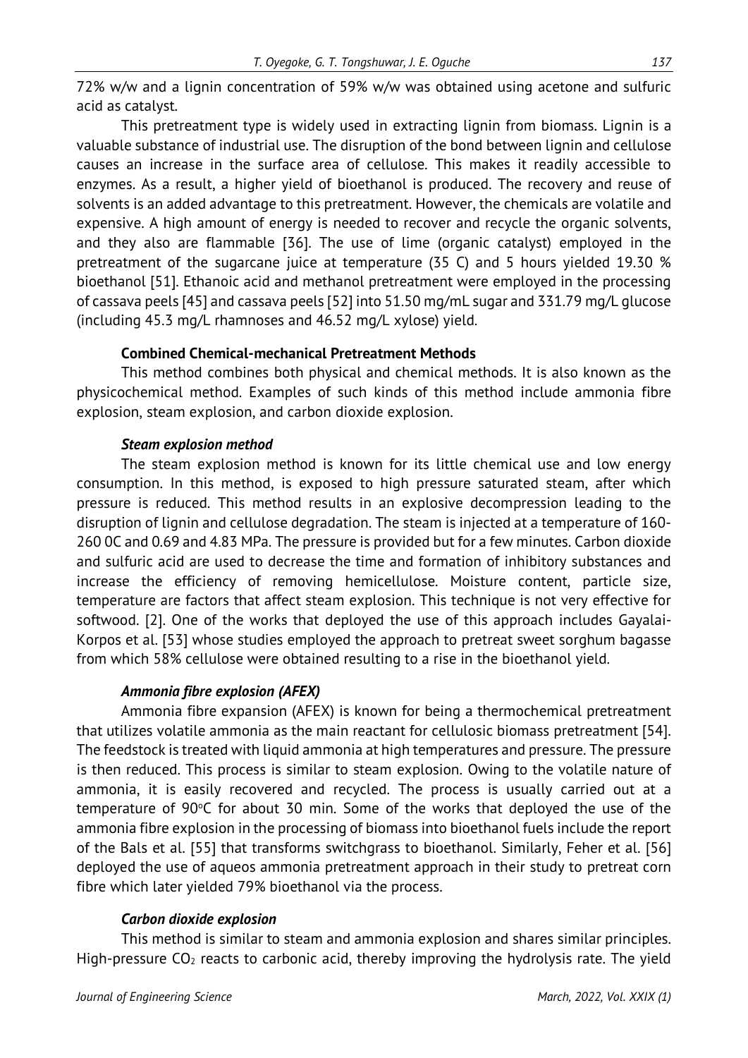72% w/w and a lignin concentration of 59% w/w was obtained using acetone and sulfuric acid as catalyst.

This pretreatment type is widely used in extracting lignin from biomass. Lignin is a valuable substance of industrial use. The disruption of the bond between lignin and cellulose causes an increase in the surface area of cellulose. This makes it readily accessible to enzymes. As a result, a higher yield of bioethanol is produced. The recovery and reuse of solvents is an added advantage to this pretreatment. However, the chemicals are volatile and expensive. A high amount of energy is needed to recover and recycle the organic solvents, and they also are flammable [36]. The use of lime (organic catalyst) employed in the pretreatment of the sugarcane juice at temperature (35 C) and 5 hours yielded 19.30 % bioethanol [51]. Ethanoic acid and methanol pretreatment were employed in the processing of cassava peels [45] and cassava peels [52] into 51.50 mg/mL sugar and 331.79 mg/L glucose (including 45.3 mg/L rhamnoses and 46.52 mg/L xylose) yield.

**Combined Chemical-mechanical Pretreatment Methods**

This method combines both physical and chemical methods. It is also known as the physicochemical method. Examples of such kinds of this method include ammonia fibre explosion, steam explosion, and carbon dioxide explosion.

***Steam explosion method***

The steam explosion method is known for its little chemical use and low energy consumption. In this method, is exposed to high pressure saturated steam, after which pressure is reduced. This method results in an explosive decompression leading to the disruption of lignin and cellulose degradation. The steam is injected at a temperature of 160-260 0C and 0.69 and 4.83 MPa. The pressure is provided but for a few minutes. Carbon dioxide and sulfuric acid are used to decrease the time and formation of inhibitory substances and increase the efficiency of removing hemicellulose. Moisture content, particle size, temperature are factors that affect steam explosion. This technique is not very effective for softwood. [2]. One of the works that deployed the use of this approach includes Gayalai-Korpos et al. [53] whose studies employed the approach to pretreat sweet sorghum bagasse from which 58% cellulose were obtained resulting to a rise in the bioethanol yield.

***Ammonia fibre explosion (AFEX)***

Ammonia fibre expansion (AFEX) is known for being a thermochemical pretreatment that utilizes volatile ammonia as the main reactant for cellulosic biomass pretreatment [54]. The feedstock is treated with liquid ammonia at high temperatures and pressure. The pressure is then reduced. This process is similar to steam explosion. Owing to the volatile nature of ammonia, it is easily recovered and recycled. The process is usually carried out at a temperature of 90$^{o}$C for about 30 min. Some of the works that deployed the use of the ammonia fibre explosion in the processing of biomass into bioethanol fuels include the report of the Bals et al. [55] that transforms switchgrass to bioethanol. Similarly, Feher et al. [56] deployed the use of aqueos ammonia pretreatment approach in their study to pretreat corn fibre which later yielded 79% bioethanol via the process.

***Carbon dioxide explosion***

This method is similar to steam and ammonia explosion and shares similar principles. High-pressure $CO_2$ reacts to carbonic acid, thereby improving the hydrolysis rate. The yield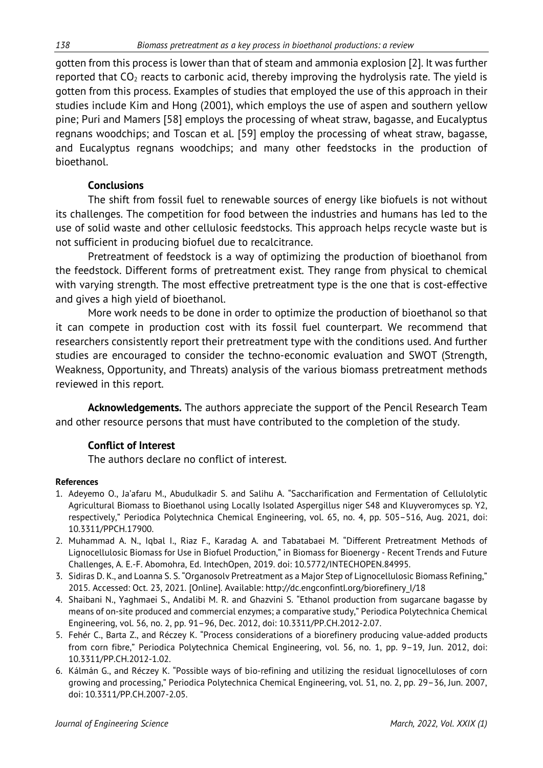gotten from this process is lower than that of steam and ammonia explosion [2]. It was further reported that $CO_2$ reacts to carbonic acid, thereby improving the hydrolysis rate. The yield is gotten from this process. Examples of studies that employed the use of this approach in their studies include Kim and Hong (2001), which employs the use of aspen and southern yellow pine; Puri and Mamers [58] employs the processing of wheat straw, bagasse, and Eucalyptus regnans woodchips; and Toscan et al. [59] employ the processing of wheat straw, bagasse, and Eucalyptus regnans woodchips; and many other feedstocks in the production of bioethanol.

## Conclusions

The shift from fossil fuel to renewable sources of energy like biofuels is not without its challenges. The competition for food between the industries and humans has led to the use of solid waste and other cellulosic feedstocks. This approach helps recycle waste but is not sufficient in producing biofuel due to recalcitrance.

Pretreatment of feedstock is a way of optimizing the production of bioethanol from the feedstock. Different forms of pretreatment exist. They range from physical to chemical with varying strength. The most effective pretreatment type is the one that is cost-effective and gives a high yield of bioethanol.

More work needs to be done in order to optimize the production of bioethanol so that it can compete in production cost with its fossil fuel counterpart. We recommend that researchers consistently report their pretreatment type with the conditions used. And further studies are encouraged to consider the techno-economic evaluation and SWOT (Strength, Weakness, Opportunity, and Threats) analysis of the various biomass pretreatment methods reviewed in this report.

**Acknowledgements.** The authors appreciate the support of the Pencil Research Team and other resource persons that must have contributed to the completion of the study.

## Conflict of Interest

The authors declare no conflict of interest.

#### References

1. Adeyemo O., Ja'afaru M., Abudulkadir S. and Salihu A. "Saccharification and Fermentation of Cellulolytic Agricultural Biomass to Bioethanol using Locally Isolated Aspergillus niger S48 and Kluyveromyces sp. Y2, respectively," Periodica Polytechnica Chemical Engineering, vol. 65, no. 4, pp. 505–516, Aug. 2021, doi: 10.3311/PPCH.17900.
2. Muhammad A. N., Iqbal I., Riaz F., Karadag A. and Tabatabaei M. "Different Pretreatment Methods of Lignocellulosic Biomass for Use in Biofuel Production," in Biomass for Bioenergy - Recent Trends and Future Challenges, A. E.-F. Abomohra, Ed. IntechOpen, 2019. doi: 10.5772/INTECHOPEN.84995.
3. Sidiras D. K., and Loanna S. S. "Organosolv Pretreatment as a Major Step of Lignocellulosic Biomass Refining," 2015. Accessed: Oct. 23, 2021. [Online]. Available: http://dc.engconfintl.org/biorefinery_I/18
4. Shaibani N., Yaghmaei S., Andalibi M. R. and Ghazvini S. "Ethanol production from sugarcane bagasse by means of on-site produced and commercial enzymes; a comparative study," Periodica Polytechnica Chemical Engineering, vol. 56, no. 2, pp. 91–96, Dec. 2012, doi: 10.3311/PP.CH.2012-2.07.
5. Fehér C., Barta Z., and Réczey K. "Process considerations of a biorefinery producing value-added products from corn fibre," Periodica Polytechnica Chemical Engineering, vol. 56, no. 1, pp. 9–19, Jun. 2012, doi: 10.3311/PP.CH.2012-1.02.
6. Kálmán G., and Réczey K. "Possible ways of bio-refining and utilizing the residual lignocelluloses of corn growing and processing," Periodica Polytechnica Chemical Engineering, vol. 51, no. 2, pp. 29–36, Jun. 2007, doi: 10.3311/PP.CH.2007-2.05.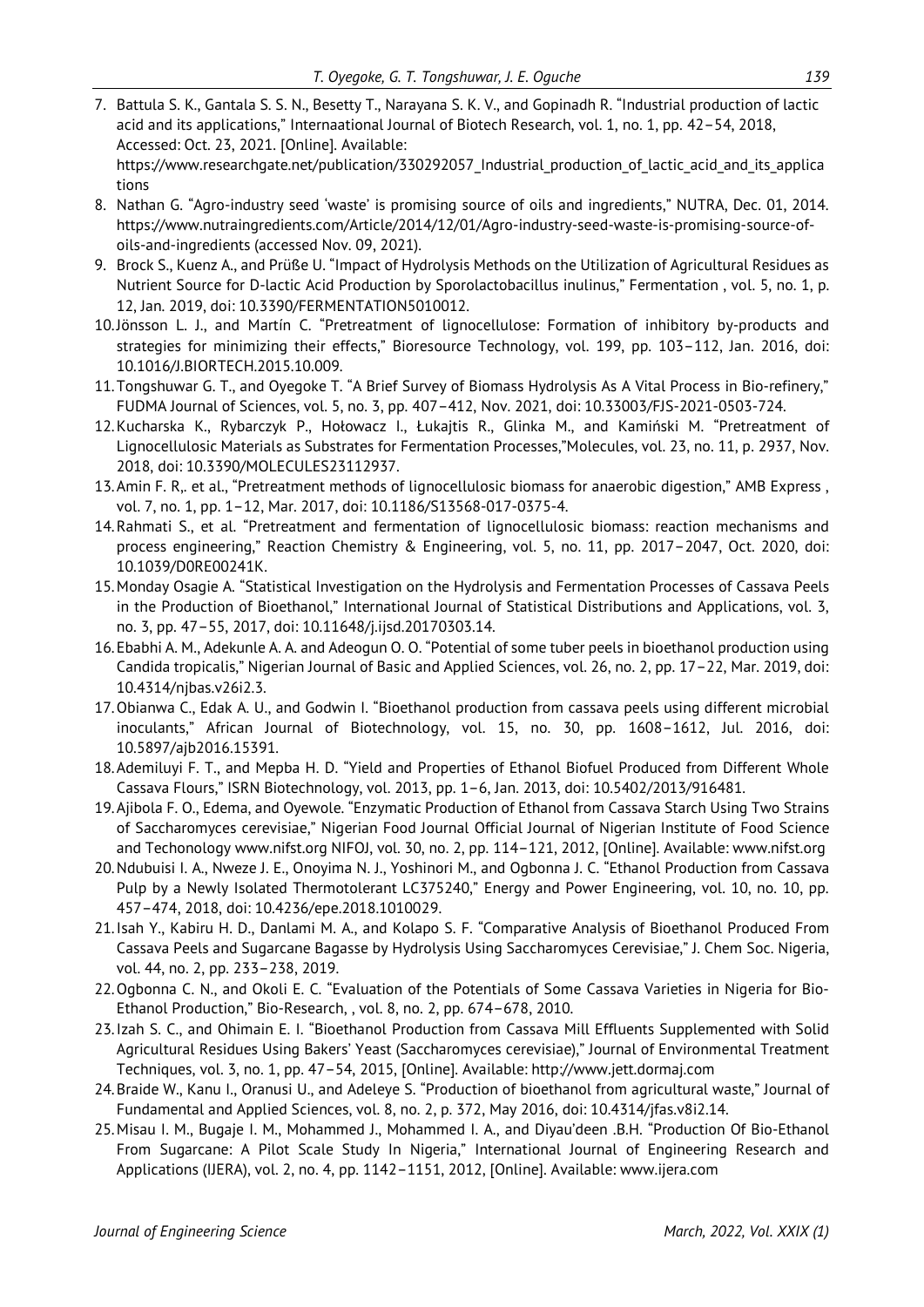7. Battula S. K., Gantala S. S. N., Besetty T., Narayana S. K. V., and Gopinadh R. "Industrial production of lactic acid and its applications," Internaational Journal of Biotech Research, vol. 1, no. 1, pp. 42–54, 2018, Accessed: Oct. 23, 2021. [Online]. Available: https://www.researchgate.net/publication/330292057_Industrial_production_of_lactic_acid_and_its_applications
8. Nathan G. "Agro-industry seed 'waste' is promising source of oils and ingredients," NUTRA, Dec. 01, 2014. https://www.nutraingredients.com/Article/2014/12/01/Agro-industry-seed-waste-is-promising-source-of-oils-and-ingredients (accessed Nov. 09, 2021).
9. Brock S., Kuenz A., and Prüße U. "Impact of Hydrolysis Methods on the Utilization of Agricultural Residues as Nutrient Source for D-lactic Acid Production by Sporolactobacillus inulinus," Fermentation , vol. 5, no. 1, p. 12, Jan. 2019, doi: 10.3390/FERMENTATION5010012.
10. Jönsson L. J., and Martín C. "Pretreatment of lignocellulose: Formation of inhibitory by-products and strategies for minimizing their effects," Bioresource Technology, vol. 199, pp. 103–112, Jan. 2016, doi: 10.1016/J.BIORTECH.2015.10.009.
11. Tongshuwar G. T., and Oyegoke T. "A Brief Survey of Biomass Hydrolysis As A Vital Process in Bio-refinery," FUDMA Journal of Sciences, vol. 5, no. 3, pp. 407–412, Nov. 2021, doi: 10.33003/FJS-2021-0503-724.
12. Kucharska K., Rybarczyk P., Hołowacz I., Łukajtis R., Glinka M., and Kamiński M. "Pretreatment of Lignocellulosic Materials as Substrates for Fermentation Processes,"Molecules, vol. 23, no. 11, p. 2937, Nov. 2018, doi: 10.3390/MOLECULES23112937.
13. Amin F. R,. et al., "Pretreatment methods of lignocellulosic biomass for anaerobic digestion," AMB Express , vol. 7, no. 1, pp. 1–12, Mar. 2017, doi: 10.1186/S13568-017-0375-4.
14. Rahmati S., et al. "Pretreatment and fermentation of lignocellulosic biomass: reaction mechanisms and process engineering," Reaction Chemistry & Engineering, vol. 5, no. 11, pp. 2017–2047, Oct. 2020, doi: 10.1039/D0RE00241K.
15. Monday Osagie A. "Statistical Investigation on the Hydrolysis and Fermentation Processes of Cassava Peels in the Production of Bioethanol," International Journal of Statistical Distributions and Applications, vol. 3, no. 3, pp. 47–55, 2017, doi: 10.11648/j.ijsd.20170303.14.
16. Ebabhi A. M., Adekunle A. A. and Adeogun O. O. "Potential of some tuber peels in bioethanol production using Candida tropicalis," Nigerian Journal of Basic and Applied Sciences, vol. 26, no. 2, pp. 17–22, Mar. 2019, doi: 10.4314/njbas.v26i2.3.
17. Obianwa C., Edak A. U., and Godwin I. "Bioethanol production from cassava peels using different microbial inoculants," African Journal of Biotechnology, vol. 15, no. 30, pp. 1608–1612, Jul. 2016, doi: 10.5897/ajb2016.15391.
18. Ademiluyi F. T., and Mepba H. D. "Yield and Properties of Ethanol Biofuel Produced from Different Whole Cassava Flours," ISRN Biotechnology, vol. 2013, pp. 1–6, Jan. 2013, doi: 10.5402/2013/916481.
19. Ajibola F. O., Edema, and Oyewole. "Enzymatic Production of Ethanol from Cassava Starch Using Two Strains of Saccharomyces cerevisiae," Nigerian Food Journal Official Journal of Nigerian Institute of Food Science and Techonology www.nifst.org NIFOJ, vol. 30, no. 2, pp. 114–121, 2012, [Online]. Available: www.nifst.org
20. Ndubuisi I. A., Nweze J. E., Onoyima N. J., Yoshinori M., and Ogbonna J. C. "Ethanol Production from Cassava Pulp by a Newly Isolated Thermotolerant LC375240," Energy and Power Engineering, vol. 10, no. 10, pp. 457–474, 2018, doi: 10.4236/epe.2018.1010029.
21. Isah Y., Kabiru H. D., Danlami M. A., and Kolapo S. F. "Comparative Analysis of Bioethanol Produced From Cassava Peels and Sugarcane Bagasse by Hydrolysis Using Saccharomyces Cerevisiae," J. Chem Soc. Nigeria, vol. 44, no. 2, pp. 233–238, 2019.
22. Ogbonna C. N., and Okoli E. C. "Evaluation of the Potentials of Some Cassava Varieties in Nigeria for Bio-Ethanol Production," Bio-Research, , vol. 8, no. 2, pp. 674–678, 2010.
23. Izah S. C., and Ohimain E. I. "Bioethanol Production from Cassava Mill Effluents Supplemented with Solid Agricultural Residues Using Bakers' Yeast (Saccharomyces cerevisiae)," Journal of Environmental Treatment Techniques, vol. 3, no. 1, pp. 47–54, 2015, [Online]. Available: http://www.jett.dormaj.com
24. Braide W., Kanu I., Oranusi U., and Adeleye S. "Production of bioethanol from agricultural waste," Journal of Fundamental and Applied Sciences, vol. 8, no. 2, p. 372, May 2016, doi: 10.4314/jfas.v8i2.14.
25. Misau I. M., Bugaje I. M., Mohammed J., Mohammed I. A., and Diyau'deen .B.H. "Production Of Bio-Ethanol From Sugarcane: A Pilot Scale Study In Nigeria," International Journal of Engineering Research and Applications (IJERA), vol. 2, no. 4, pp. 1142–1151, 2012, [Online]. Available: www.ijera.com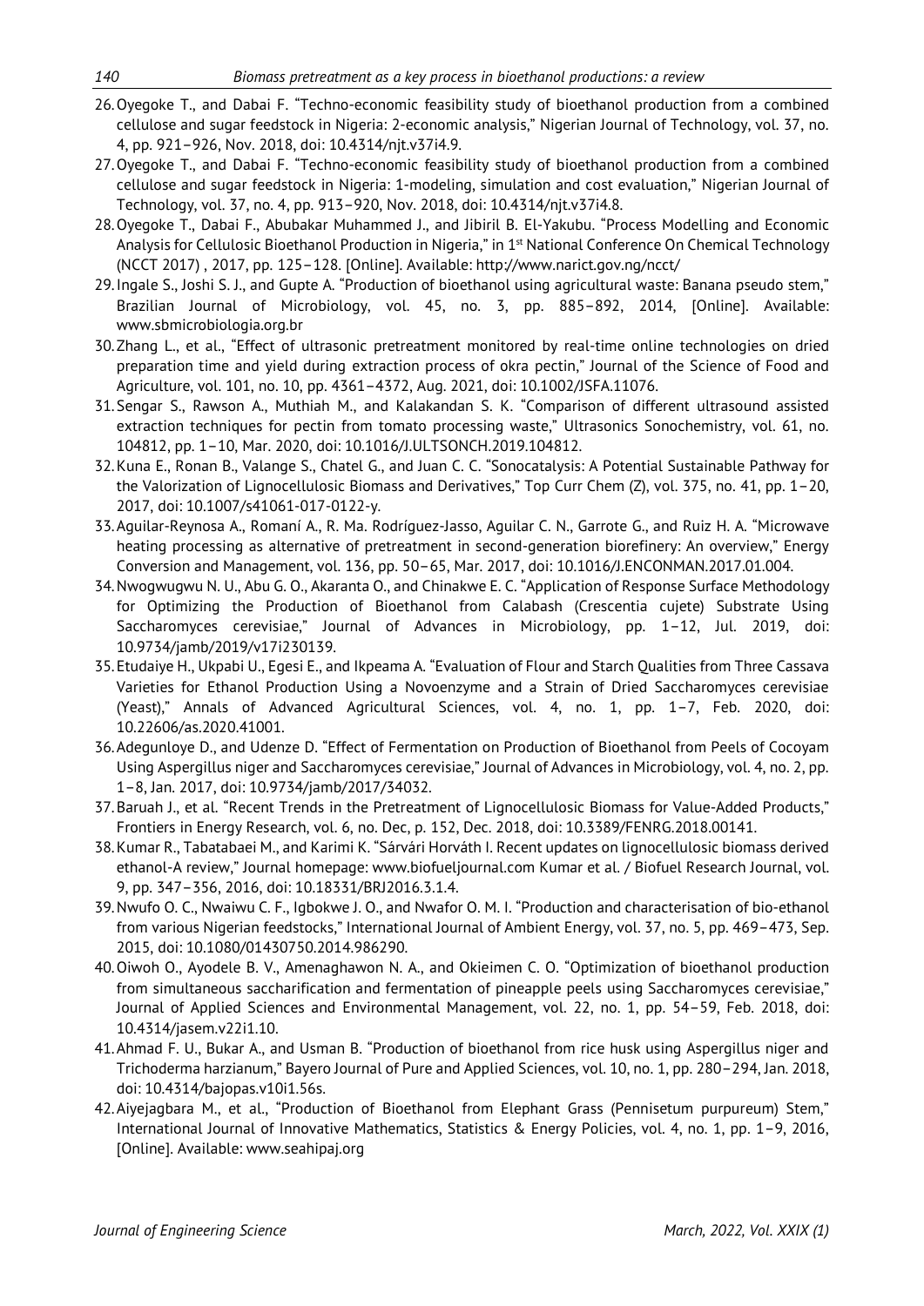26. Oyegoke T., and Dabai F. "Techno-economic feasibility study of bioethanol production from a combined cellulose and sugar feedstock in Nigeria: 2-economic analysis," Nigerian Journal of Technology, vol. 37, no. 4, pp. 921–926, Nov. 2018, doi: 10.4314/njt.v37i4.9.
27. Oyegoke T., and Dabai F. "Techno-economic feasibility study of bioethanol production from a combined cellulose and sugar feedstock in Nigeria: 1-modeling, simulation and cost evaluation," Nigerian Journal of Technology, vol. 37, no. 4, pp. 913–920, Nov. 2018, doi: 10.4314/njt.v37i4.8.
28. Oyegoke T., Dabai F., Abubakar Muhammed J., and Jibiril B. El-Yakubu. "Process Modelling and Economic Analysis for Cellulosic Bioethanol Production in Nigeria," in 1st National Conference On Chemical Technology (NCCT 2017) , 2017, pp. 125–128. [Online]. Available: http://www.narict.gov.ng/ncct/
29. Ingale S., Joshi S. J., and Gupte A. "Production of bioethanol using agricultural waste: Banana pseudo stem," Brazilian Journal of Microbiology, vol. 45, no. 3, pp. 885–892, 2014, [Online]. Available: www.sbmicrobiologia.org.br
30. Zhang L., et al., "Effect of ultrasonic pretreatment monitored by real-time online technologies on dried preparation time and yield during extraction process of okra pectin," Journal of the Science of Food and Agriculture, vol. 101, no. 10, pp. 4361–4372, Aug. 2021, doi: 10.1002/JSFA.11076.
31. Sengar S., Rawson A., Muthiah M., and Kalakandan S. K. "Comparison of different ultrasound assisted extraction techniques for pectin from tomato processing waste," Ultrasonics Sonochemistry, vol. 61, no. 104812, pp. 1–10, Mar. 2020, doi: 10.1016/J.ULTSONCH.2019.104812.
32. Kuna E., Ronan B., Valange S., Chatel G., and Juan C. C. "Sonocatalysis: A Potential Sustainable Pathway for the Valorization of Lignocellulosic Biomass and Derivatives," Top Curr Chem (Z), vol. 375, no. 41, pp. 1–20, 2017, doi: 10.1007/s41061-017-0122-y.
33. Aguilar-Reynosa A., Romaní A., R. Ma. Rodríguez-Jasso, Aguilar C. N., Garrote G., and Ruiz H. A. "Microwave heating processing as alternative of pretreatment in second-generation biorefinery: An overview," Energy Conversion and Management, vol. 136, pp. 50–65, Mar. 2017, doi: 10.1016/J.ENCONMAN.2017.01.004.
34. Nwogwugwu N. U., Abu G. O., Akaranta O., and Chinakwe E. C. "Application of Response Surface Methodology for Optimizing the Production of Bioethanol from Calabash (Crescentia cujete) Substrate Using Saccharomyces cerevisiae," Journal of Advances in Microbiology, pp. 1–12, Jul. 2019, doi: 10.9734/jamb/2019/v17i230139.
35. Etudaiye H., Ukpabi U., Egesi E., and Ikpeama A. "Evaluation of Flour and Starch Qualities from Three Cassava Varieties for Ethanol Production Using a Novoenzyme and a Strain of Dried Saccharomyces cerevisiae (Yeast)," Annals of Advanced Agricultural Sciences, vol. 4, no. 1, pp. 1–7, Feb. 2020, doi: 10.22606/as.2020.41001.
36. Adegunloye D., and Udenze D. "Effect of Fermentation on Production of Bioethanol from Peels of Cocoyam Using Aspergillus niger and Saccharomyces cerevisiae," Journal of Advances in Microbiology, vol. 4, no. 2, pp. 1–8, Jan. 2017, doi: 10.9734/jamb/2017/34032.
37. Baruah J., et al. "Recent Trends in the Pretreatment of Lignocellulosic Biomass for Value-Added Products," Frontiers in Energy Research, vol. 6, no. Dec, p. 152, Dec. 2018, doi: 10.3389/FENRG.2018.00141.
38. Kumar R., Tabatabaei M., and Karimi K. "Sárvári Horváth I. Recent updates on lignocellulosic biomass derived ethanol-A review," Journal homepage: www.biofueljournal.com Kumar et al. / Biofuel Research Journal, vol. 9, pp. 347–356, 2016, doi: 10.18331/BRJ2016.3.1.4.
39. Nwufo O. C., Nwaiwu C. F., Igbokwe J. O., and Nwafor O. M. I. "Production and characterisation of bio-ethanol from various Nigerian feedstocks," International Journal of Ambient Energy, vol. 37, no. 5, pp. 469–473, Sep. 2015, doi: 10.1080/01430750.2014.986290.
40. Oiwoh O., Ayodele B. V., Amenaghawon N. A., and Okieimen C. O. "Optimization of bioethanol production from simultaneous saccharification and fermentation of pineapple peels using Saccharomyces cerevisiae," Journal of Applied Sciences and Environmental Management, vol. 22, no. 1, pp. 54–59, Feb. 2018, doi: 10.4314/jasem.v22i1.10.
41. Ahmad F. U., Bukar A., and Usman B. "Production of bioethanol from rice husk using Aspergillus niger and Trichoderma harzianum," Bayero Journal of Pure and Applied Sciences, vol. 10, no. 1, pp. 280–294, Jan. 2018, doi: 10.4314/bajopas.v10i1.56s.
42. Aiyejagbara M., et al., "Production of Bioethanol from Elephant Grass (Pennisetum purpureum) Stem," International Journal of Innovative Mathematics, Statistics & Energy Policies, vol. 4, no. 1, pp. 1–9, 2016, [Online]. Available: www.seahipaj.org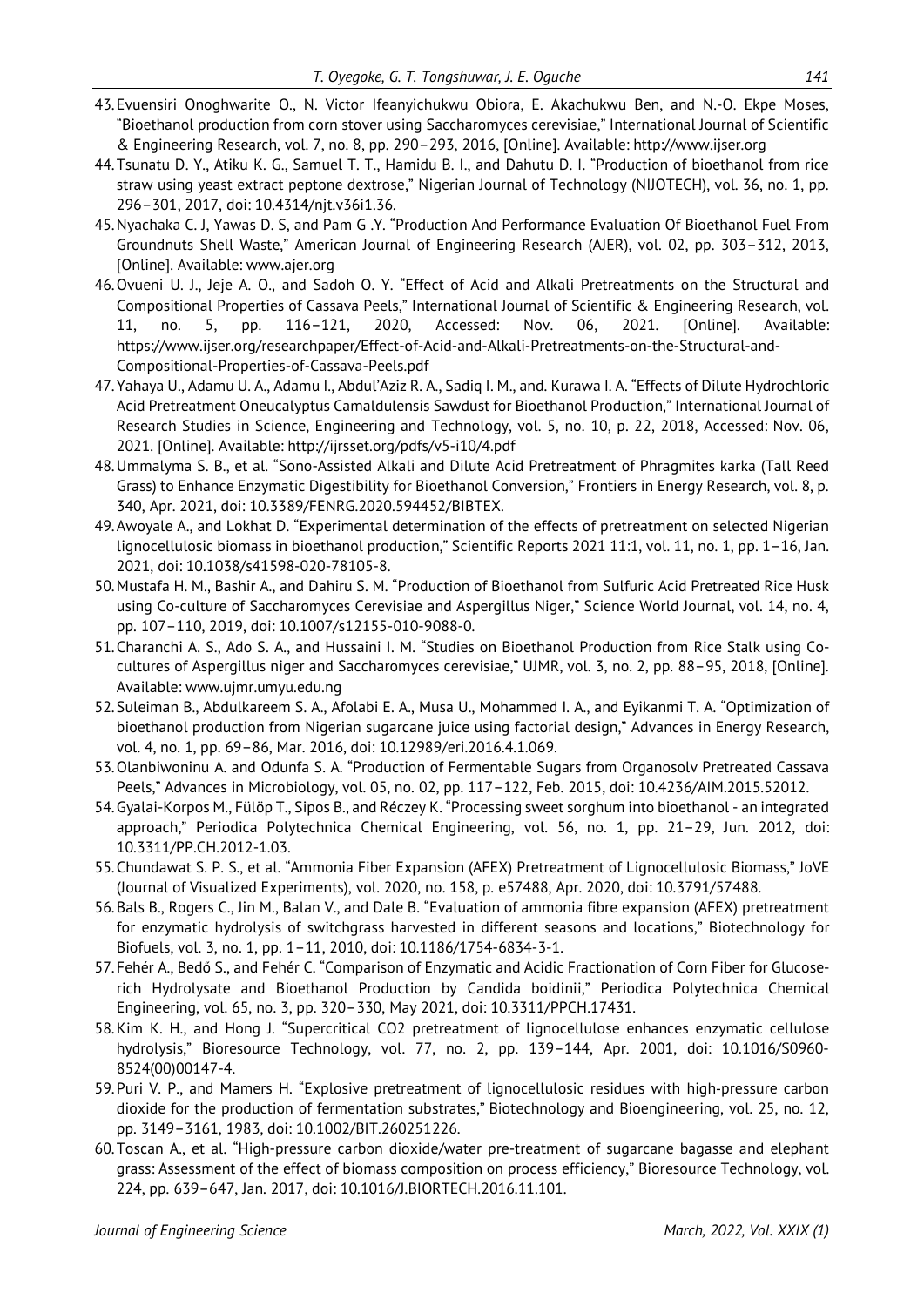43. Evuensiri Onoghwarite O., N. Victor Ifeanyichukwu Obiora, E. Akachukwu Ben, and N.-O. Ekpe Moses, "Bioethanol production from corn stover using Saccharomyces cerevisiae," International Journal of Scientific & Engineering Research, vol. 7, no. 8, pp. 290–293, 2016, [Online]. Available: http://www.ijser.org
44. Tsunatu D. Y., Atiku K. G., Samuel T. T., Hamidu B. I., and Dahutu D. I. "Production of bioethanol from rice straw using yeast extract peptone dextrose," Nigerian Journal of Technology (NIJOTECH), vol. 36, no. 1, pp. 296–301, 2017, doi: 10.4314/njt.v36i1.36.
45. Nyachaka C. J, Yawas D. S, and Pam G .Y. "Production And Performance Evaluation Of Bioethanol Fuel From Groundnuts Shell Waste," American Journal of Engineering Research (AJER), vol. 02, pp. 303–312, 2013, [Online]. Available: www.ajer.org
46. Ovueni U. J., Jeje A. O., and Sadoh O. Y. "Effect of Acid and Alkali Pretreatments on the Structural and Compositional Properties of Cassava Peels," International Journal of Scientific & Engineering Research, vol. 11, no. 5, pp. 116–121, 2020, Accessed: Nov. 06, 2021. [Online]. Available: https://www.ijser.org/researchpaper/Effect-of-Acid-and-Alkali-Pretreatments-on-the-Structural-and-Compositional-Properties-of-Cassava-Peels.pdf
47. Yahaya U., Adamu U. A., Adamu I., Abdul'Aziz R. A., Sadiq I. M., and. Kurawa I. A. "Effects of Dilute Hydrochloric Acid Pretreatment Oneucalyptus Camaldulensis Sawdust for Bioethanol Production," International Journal of Research Studies in Science, Engineering and Technology, vol. 5, no. 10, p. 22, 2018, Accessed: Nov. 06, 2021. [Online]. Available: http://ijrsset.org/pdfs/v5-i10/4.pdf
48. Ummalyma S. B., et al. "Sono-Assisted Alkali and Dilute Acid Pretreatment of Phragmites karka (Tall Reed Grass) to Enhance Enzymatic Digestibility for Bioethanol Conversion," Frontiers in Energy Research, vol. 8, p. 340, Apr. 2021, doi: 10.3389/FENRG.2020.594452/BIBTEX.
49. Awoyale A., and Lokhat D. "Experimental determination of the effects of pretreatment on selected Nigerian lignocellulosic biomass in bioethanol production," Scientific Reports 2021 11:1, vol. 11, no. 1, pp. 1–16, Jan. 2021, doi: 10.1038/s41598-020-78105-8.
50. Mustafa H. M., Bashir A., and Dahiru S. M. "Production of Bioethanol from Sulfuric Acid Pretreated Rice Husk using Co-culture of Saccharomyces Cerevisiae and Aspergillus Niger," Science World Journal, vol. 14, no. 4, pp. 107–110, 2019, doi: 10.1007/s12155-010-9088-0.
51. Charanchi A. S., Ado S. A., and Hussaini I. M. "Studies on Bioethanol Production from Rice Stalk using Co-cultures of Aspergillus niger and Saccharomyces cerevisiae," UJMR, vol. 3, no. 2, pp. 88–95, 2018, [Online]. Available: www.ujmr.umyu.edu.ng
52. Suleiman B., Abdulkareem S. A., Afolabi E. A., Musa U., Mohammed I. A., and Eyikanmi T. A. "Optimization of bioethanol production from Nigerian sugarcane juice using factorial design," Advances in Energy Research, vol. 4, no. 1, pp. 69–86, Mar. 2016, doi: 10.12989/eri.2016.4.1.069.
53. Olanbiwoninu A. and Odunfa S. A. "Production of Fermentable Sugars from Organosolv Pretreated Cassava Peels," Advances in Microbiology, vol. 05, no. 02, pp. 117–122, Feb. 2015, doi: 10.4236/AIM.2015.52012.
54. Gyalai-Korpos M., Fülöp T., Sipos B., and Réczey K. "Processing sweet sorghum into bioethanol - an integrated approach," Periodica Polytechnica Chemical Engineering, vol. 56, no. 1, pp. 21–29, Jun. 2012, doi: 10.3311/PP.CH.2012-1.03.
55. Chundawat S. P. S., et al. "Ammonia Fiber Expansion (AFEX) Pretreatment of Lignocellulosic Biomass," JoVE (Journal of Visualized Experiments), vol. 2020, no. 158, p. e57488, Apr. 2020, doi: 10.3791/57488.
56. Bals B., Rogers C., Jin M., Balan V., and Dale B. "Evaluation of ammonia fibre expansion (AFEX) pretreatment for enzymatic hydrolysis of switchgrass harvested in different seasons and locations," Biotechnology for Biofuels, vol. 3, no. 1, pp. 1–11, 2010, doi: 10.1186/1754-6834-3-1.
57. Fehér A., Bedő S., and Fehér C. "Comparison of Enzymatic and Acidic Fractionation of Corn Fiber for Glucose-rich Hydrolysate and Bioethanol Production by Candida boidinii," Periodica Polytechnica Chemical Engineering, vol. 65, no. 3, pp. 320–330, May 2021, doi: 10.3311/PPCH.17431.
58. Kim K. H., and Hong J. "Supercritical CO2 pretreatment of lignocellulose enhances enzymatic cellulose hydrolysis," Bioresource Technology, vol. 77, no. 2, pp. 139–144, Apr. 2001, doi: 10.1016/S0960-8524(00)00147-4.
59. Puri V. P., and Mamers H. "Explosive pretreatment of lignocellulosic residues with high-pressure carbon dioxide for the production of fermentation substrates," Biotechnology and Bioengineering, vol. 25, no. 12, pp. 3149–3161, 1983, doi: 10.1002/BIT.260251226.
60. Toscan A., et al. "High-pressure carbon dioxide/water pre-treatment of sugarcane bagasse and elephant grass: Assessment of the effect of biomass composition on process efficiency," Bioresource Technology, vol. 224, pp. 639–647, Jan. 2017, doi: 10.1016/J.BIORTECH.2016.11.101.